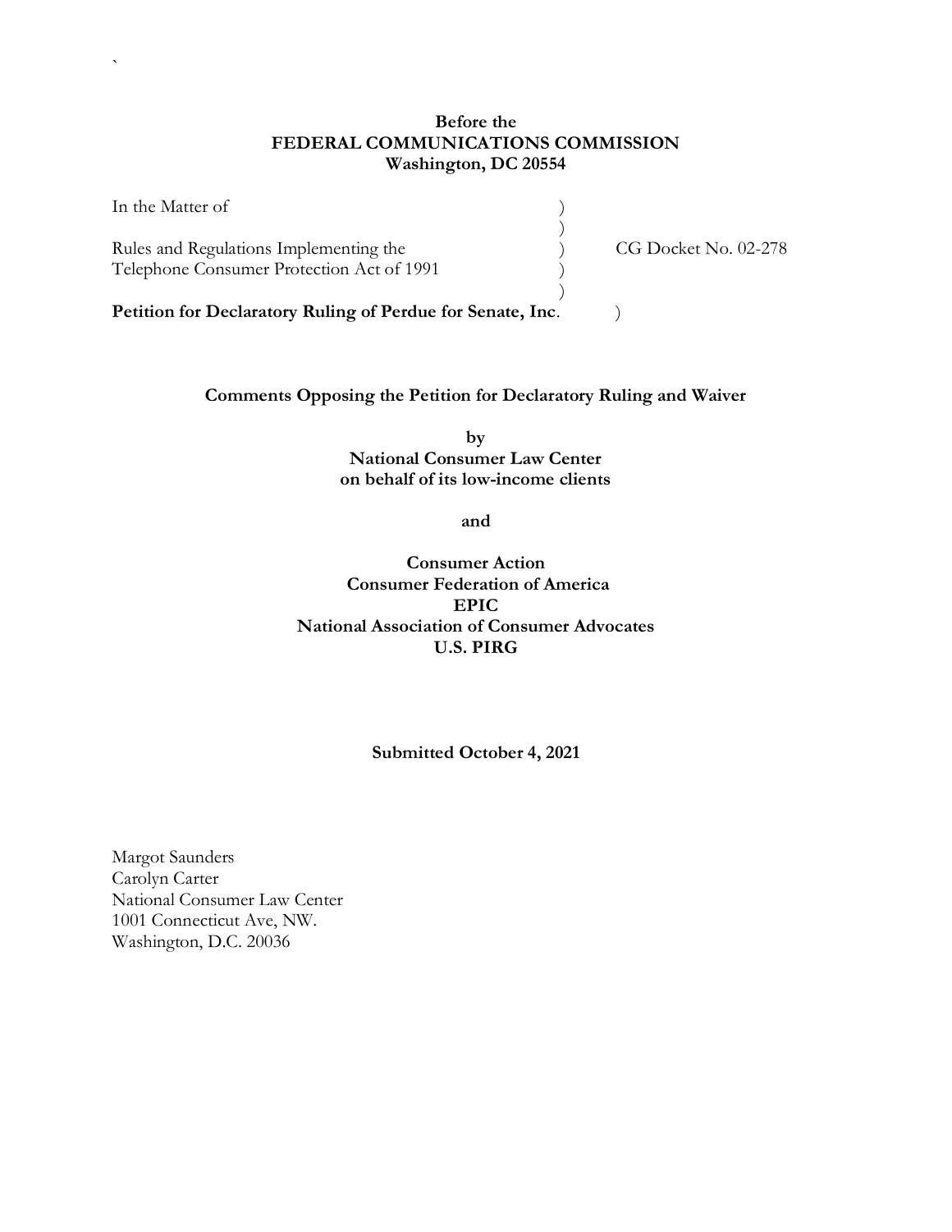**Before the**
**FEDERAL COMMUNICATIONS COMMISSION**
**Washington, DC 20554**

| | | |
|---|---|---|
| In the Matter of | ) | |
| | ) | |
| Rules and Regulations Implementing the Telephone Consumer Protection Act of 1991 | ) | CG Docket No. 02-278 |
| | ) | |
| **Petition for Declaratory Ruling of Perdue for Senate, Inc.** | ) | |

**Comments Opposing the Petition for Declaratory Ruling and Waiver**

**by**
**National Consumer Law Center**
**on behalf of its low-income clients**

**and**

**Consumer Action**
**Consumer Federation of America**
**EPIC**
**National Association of Consumer Advocates**
**U.S. PIRG**

**Submitted October 4, 2021**

Margot Saunders
Carolyn Carter
National Consumer Law Center
1001 Connecticut Ave, NW.
Washington, D.C. 20036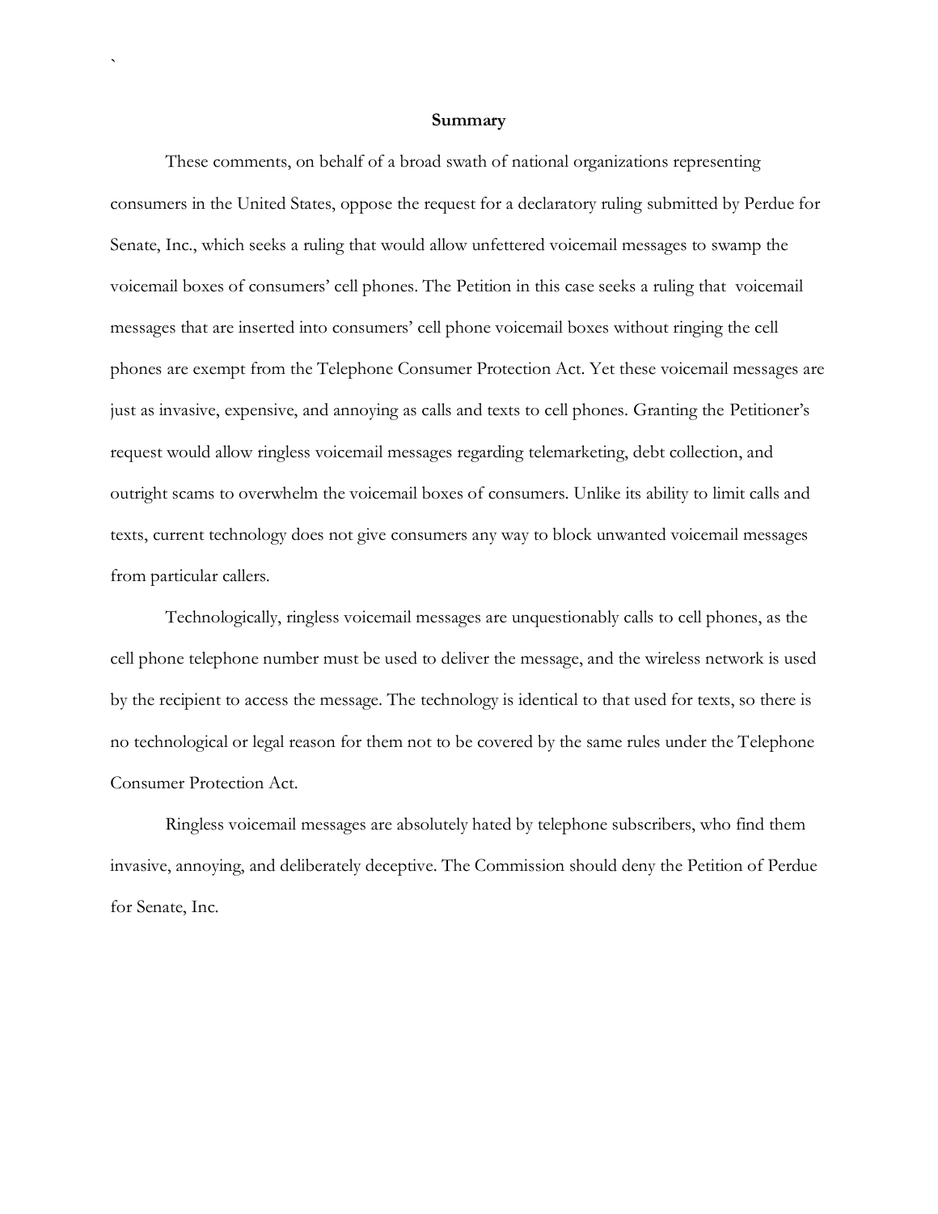## Summary

These comments, on behalf of a broad swath of national organizations representing consumers in the United States, oppose the request for a declaratory ruling submitted by Perdue for Senate, Inc., which seeks a ruling that would allow unfettered voicemail messages to swamp the voicemail boxes of consumers' cell phones. The Petition in this case seeks a ruling that voicemail messages that are inserted into consumers' cell phone voicemail boxes without ringing the cell phones are exempt from the Telephone Consumer Protection Act. Yet these voicemail messages are just as invasive, expensive, and annoying as calls and texts to cell phones. Granting the Petitioner's request would allow ringless voicemail messages regarding telemarketing, debt collection, and outright scams to overwhelm the voicemail boxes of consumers. Unlike its ability to limit calls and texts, current technology does not give consumers any way to block unwanted voicemail messages from particular callers.

Technologically, ringless voicemail messages are unquestionably calls to cell phones, as the cell phone telephone number must be used to deliver the message, and the wireless network is used by the recipient to access the message. The technology is identical to that used for texts, so there is no technological or legal reason for them not to be covered by the same rules under the Telephone Consumer Protection Act.

Ringless voicemail messages are absolutely hated by telephone subscribers, who find them invasive, annoying, and deliberately deceptive. The Commission should deny the Petition of Perdue for Senate, Inc.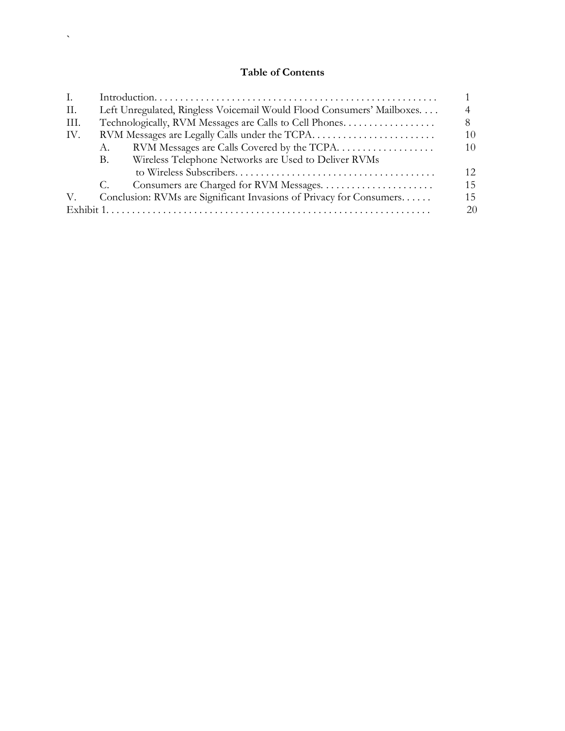## Table of Contents

| | | |
|---|---|---|
| I. | Introduction | 1 |
| II. | Left Unregulated, Ringless Voicemail Would Flood Consumers' Mailboxes | 4 |
| III. | Technologically, RVM Messages are Calls to Cell Phones | 8 |
| IV. | RVM Messages are Legally Calls under the TCPA | 10 |
| | A. RVM Messages are Calls Covered by the TCPA | 10 |
| | B. Wireless Telephone Networks are Used to Deliver RVMs to Wireless Subscribers | 12 |
| | C. Consumers are Charged for RVM Messages | 15 |
| V. | Conclusion: RVMs are Significant Invasions of Privacy for Consumers | 15 |
| Exhibit 1 | | 20 |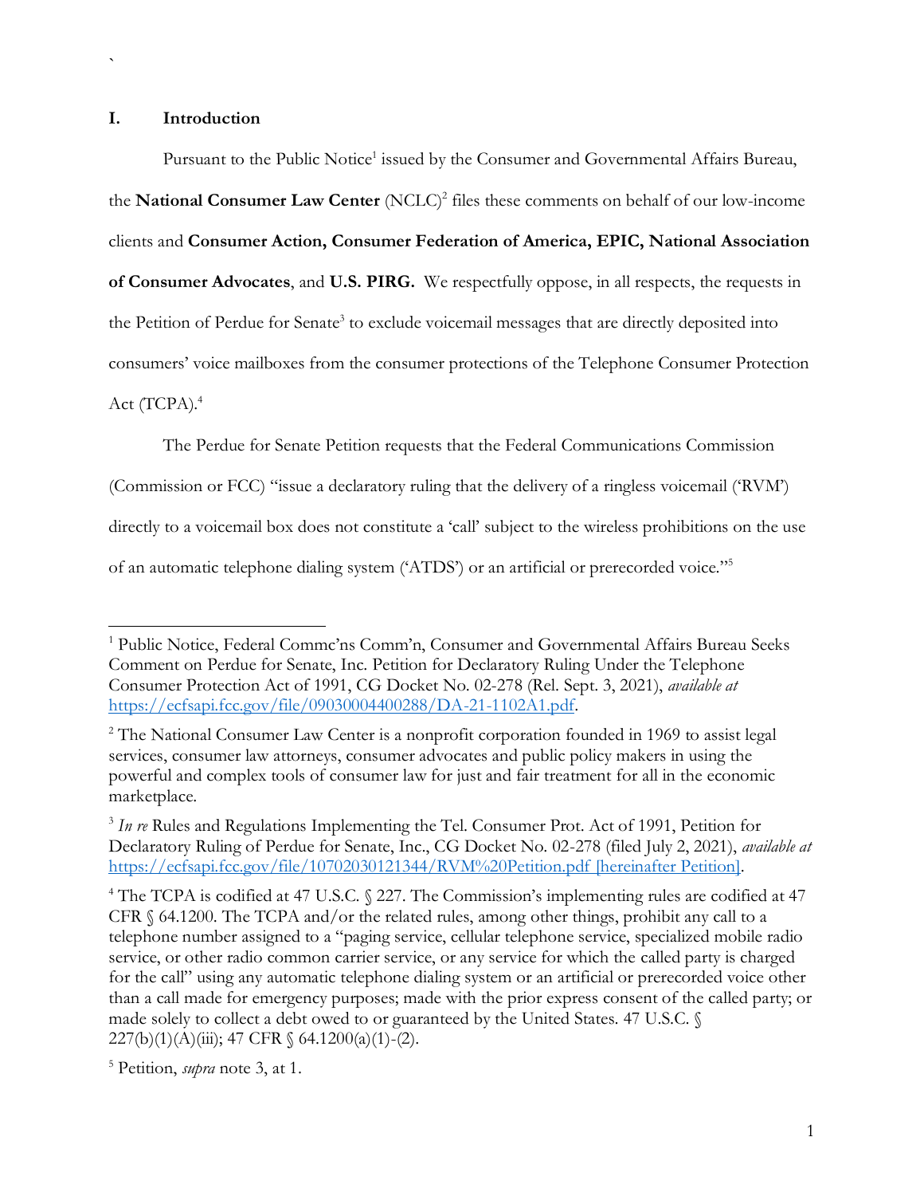## I. Introduction

Pursuant to the Public Notice[1] issued by the Consumer and Governmental Affairs Bureau, the **National Consumer Law Center** (NCLC)[2] files these comments on behalf of our low-income clients and **Consumer Action, Consumer Federation of America, EPIC, National Association of Consumer Advocates**, and **U.S. PIRG.** We respectfully oppose, in all respects, the requests in the Petition of Perdue for Senate[3] to exclude voicemail messages that are directly deposited into consumers' voice mailboxes from the consumer protections of the Telephone Consumer Protection Act (TCPA).[4]

The Perdue for Senate Petition requests that the Federal Communications Commission (Commission or FCC) "issue a declaratory ruling that the delivery of a ringless voicemail ('RVM') directly to a voicemail box does not constitute a 'call' subject to the wireless prohibitions on the use of an automatic telephone dialing system ('ATDS') or an artificial or prerecorded voice."[5]

---

[1] Public Notice, Federal Commc'ns Comm'n, Consumer and Governmental Affairs Bureau Seeks Comment on Perdue for Senate, Inc. Petition for Declaratory Ruling Under the Telephone Consumer Protection Act of 1991, CG Docket No. 02-278 (Rel. Sept. 3, 2021), *available at* https://ecfsapi.fcc.gov/file/09030004400288/DA-21-1102A1.pdf.

[2] The National Consumer Law Center is a nonprofit corporation founded in 1969 to assist legal services, consumer law attorneys, consumer advocates and public policy makers in using the powerful and complex tools of consumer law for just and fair treatment for all in the economic marketplace.

[3] *In re* Rules and Regulations Implementing the Tel. Consumer Prot. Act of 1991, Petition for Declaratory Ruling of Perdue for Senate, Inc., CG Docket No. 02-278 (filed July 2, 2021), *available at* https://ecfsapi.fcc.gov/file/10702030121344/RVM%20Petition.pdf [hereinafter Petition].

[4] The TCPA is codified at 47 U.S.C. § 227. The Commission's implementing rules are codified at 47 CFR § 64.1200. The TCPA and/or the related rules, among other things, prohibit any call to a telephone number assigned to a "paging service, cellular telephone service, specialized mobile radio service, or other radio common carrier service, or any service for which the called party is charged for the call" using any automatic telephone dialing system or an artificial or prerecorded voice other than a call made for emergency purposes; made with the prior express consent of the called party; or made solely to collect a debt owed to or guaranteed by the United States. 47 U.S.C. § 227(b)(1)(A)(iii); 47 CFR § 64.1200(a)(1)-(2).

[5] Petition, *supra* note 3, at 1.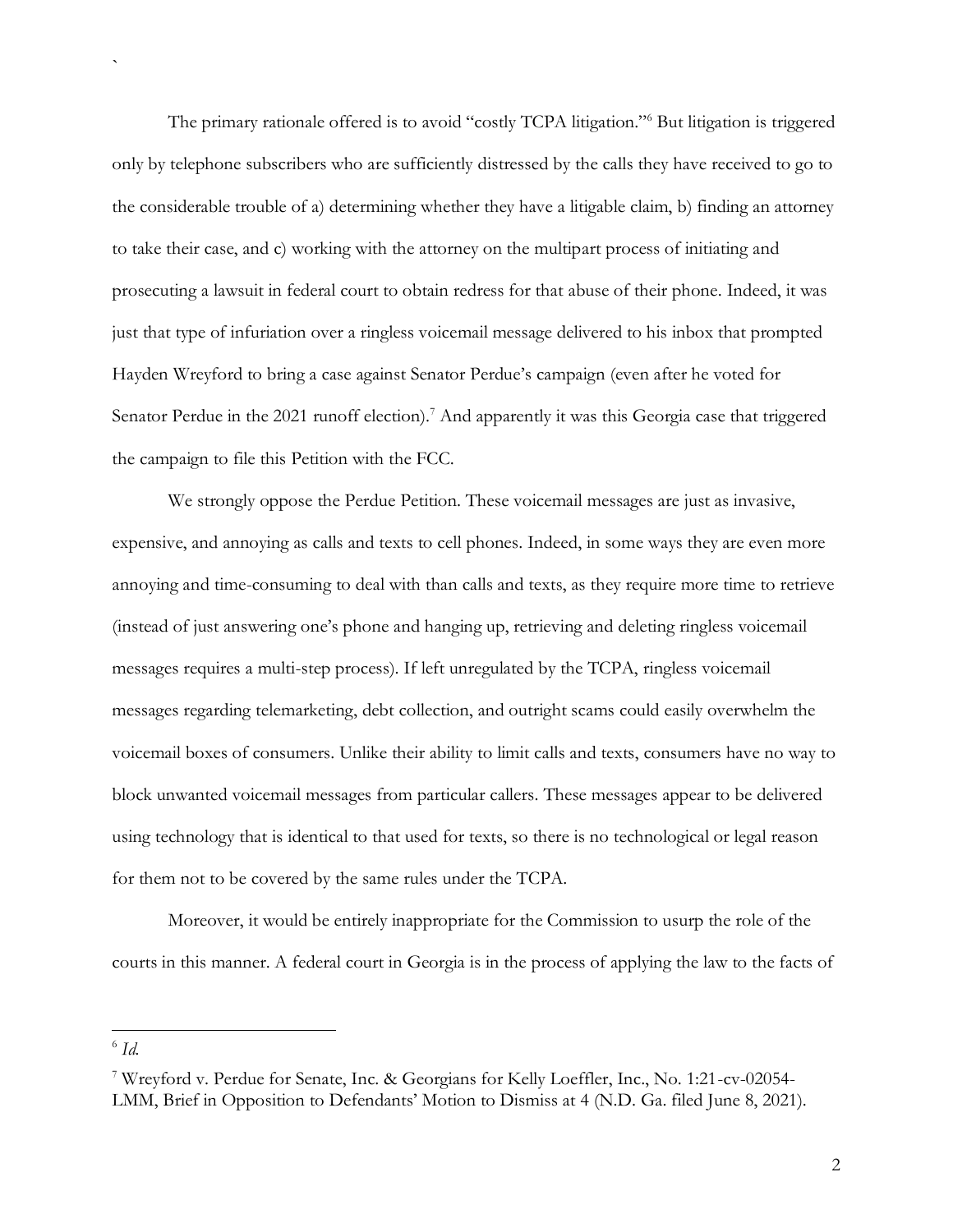The primary rationale offered is to avoid "costly TCPA litigation."[6] But litigation is triggered only by telephone subscribers who are sufficiently distressed by the calls they have received to go to the considerable trouble of a) determining whether they have a litigable claim, b) finding an attorney to take their case, and c) working with the attorney on the multipart process of initiating and prosecuting a lawsuit in federal court to obtain redress for that abuse of their phone. Indeed, it was just that type of infuriation over a ringless voicemail message delivered to his inbox that prompted Hayden Wreyford to bring a case against Senator Perdue's campaign (even after he voted for Senator Perdue in the 2021 runoff election).[7] And apparently it was this Georgia case that triggered the campaign to file this Petition with the FCC.

We strongly oppose the Perdue Petition. These voicemail messages are just as invasive, expensive, and annoying as calls and texts to cell phones. Indeed, in some ways they are even more annoying and time-consuming to deal with than calls and texts, as they require more time to retrieve (instead of just answering one's phone and hanging up, retrieving and deleting ringless voicemail messages requires a multi-step process). If left unregulated by the TCPA, ringless voicemail messages regarding telemarketing, debt collection, and outright scams could easily overwhelm the voicemail boxes of consumers. Unlike their ability to limit calls and texts, consumers have no way to block unwanted voicemail messages from particular callers. These messages appear to be delivered using technology that is identical to that used for texts, so there is no technological or legal reason for them not to be covered by the same rules under the TCPA.

Moreover, it would be entirely inappropriate for the Commission to usurp the role of the courts in this manner. A federal court in Georgia is in the process of applying the law to the facts of

---

[6] *Id.*

[7] Wreyford v. Perdue for Senate, Inc. & Georgians for Kelly Loeffler, Inc., No. 1:21-cv-02054-LMM, Brief in Opposition to Defendants' Motion to Dismiss at 4 (N.D. Ga. filed June 8, 2021).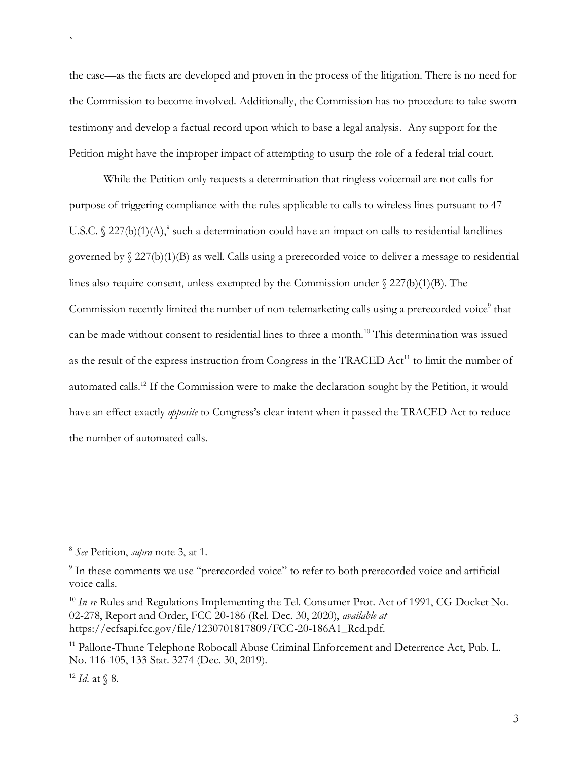the case—as the facts are developed and proven in the process of the litigation. There is no need for the Commission to become involved. Additionally, the Commission has no procedure to take sworn testimony and develop a factual record upon which to base a legal analysis. Any support for the Petition might have the improper impact of attempting to usurp the role of a federal trial court.

While the Petition only requests a determination that ringless voicemail are not calls for purpose of triggering compliance with the rules applicable to calls to wireless lines pursuant to 47 U.S.C. § 227(b)(1)(A),[8] such a determination could have an impact on calls to residential landlines governed by § 227(b)(1)(B) as well. Calls using a prerecorded voice to deliver a message to residential lines also require consent, unless exempted by the Commission under § 227(b)(1)(B). The Commission recently limited the number of non-telemarketing calls using a prerecorded voice[9] that can be made without consent to residential lines to three a month.[10] This determination was issued as the result of the express instruction from Congress in the TRACED Act[11] to limit the number of automated calls.[12] If the Commission were to make the declaration sought by the Petition, it would have an effect exactly *opposite* to Congress's clear intent when it passed the TRACED Act to reduce the number of automated calls.

---

[8] *See* Petition, *supra* note 3, at 1.

[9] In these comments we use "prerecorded voice" to refer to both prerecorded voice and artificial voice calls.

[10] *In re* Rules and Regulations Implementing the Tel. Consumer Prot. Act of 1991, CG Docket No. 02-278, Report and Order, FCC 20-186 (Rel. Dec. 30, 2020), *available at* https://ecfsapi.fcc.gov/file/1230701817809/FCC-20-186A1_Rcd.pdf.

[11] Pallone-Thune Telephone Robocall Abuse Criminal Enforcement and Deterrence Act, Pub. L. No. 116-105, 133 Stat. 3274 (Dec. 30, 2019).

[12] *Id.* at § 8.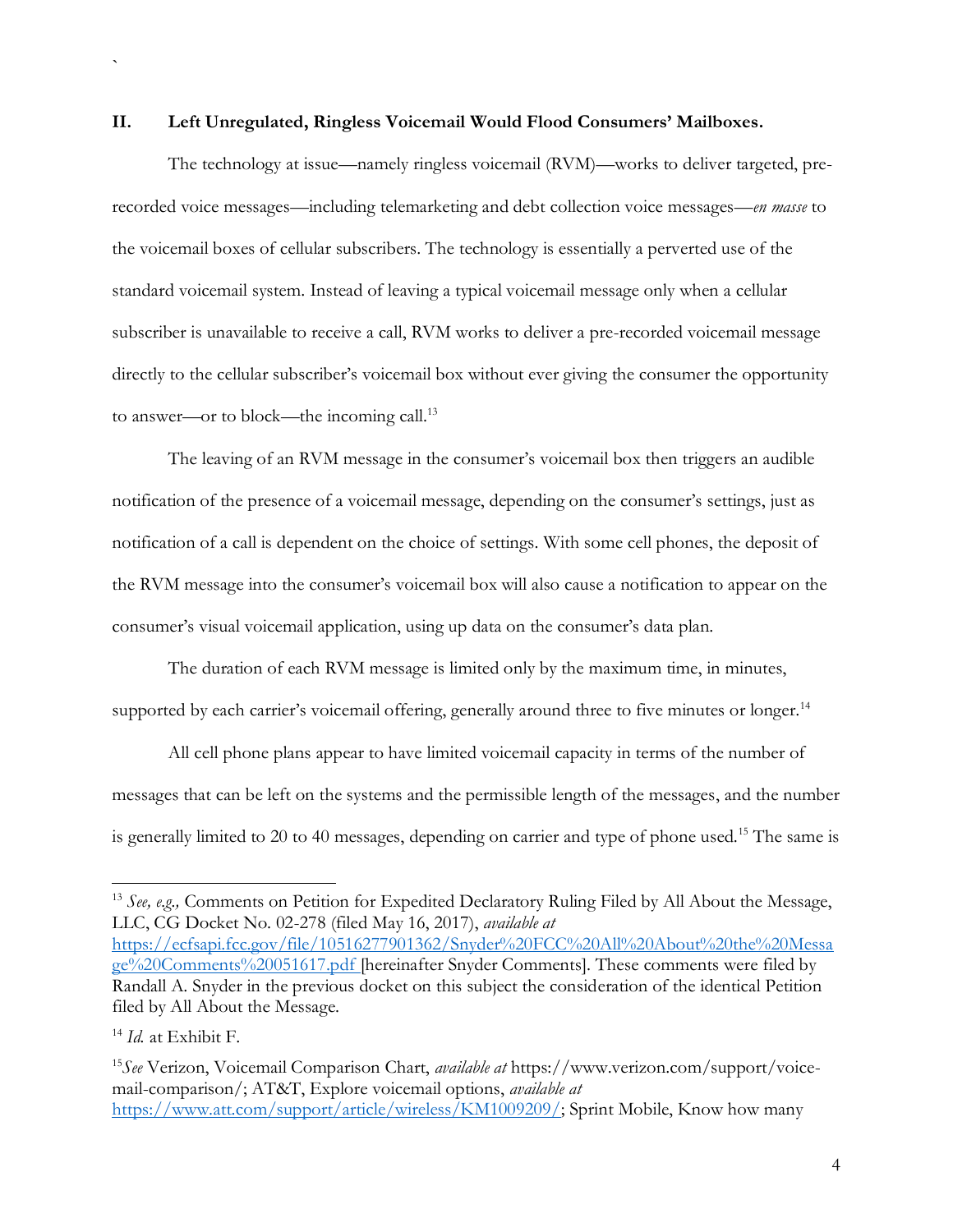## II. Left Unregulated, Ringless Voicemail Would Flood Consumers' Mailboxes.

The technology at issue—namely ringless voicemail (RVM)—works to deliver targeted, pre-recorded voice messages—including telemarketing and debt collection voice messages—*en masse* to the voicemail boxes of cellular subscribers. The technology is essentially a perverted use of the standard voicemail system. Instead of leaving a typical voicemail message only when a cellular subscriber is unavailable to receive a call, RVM works to deliver a pre-recorded voicemail message directly to the cellular subscriber's voicemail box without ever giving the consumer the opportunity to answer—or to block—the incoming call.[13]

The leaving of an RVM message in the consumer's voicemail box then triggers an audible notification of the presence of a voicemail message, depending on the consumer's settings, just as notification of a call is dependent on the choice of settings. With some cell phones, the deposit of the RVM message into the consumer's voicemail box will also cause a notification to appear on the consumer's visual voicemail application, using up data on the consumer's data plan.

The duration of each RVM message is limited only by the maximum time, in minutes, supported by each carrier's voicemail offering, generally around three to five minutes or longer.[14]

All cell phone plans appear to have limited voicemail capacity in terms of the number of messages that can be left on the systems and the permissible length of the messages, and the number is generally limited to 20 to 40 messages, depending on carrier and type of phone used.[15] The same is

---

[13] *See, e.g.,* Comments on Petition for Expedited Declaratory Ruling Filed by All About the Message, LLC, CG Docket No. 02-278 (filed May 16, 2017), *available at* https://ecfsapi.fcc.gov/file/10516277901362/Snyder%20FCC%20All%20About%20the%20Message%20Comments%20051617.pdf [hereinafter Snyder Comments]. These comments were filed by Randall A. Snyder in the previous docket on this subject the consideration of the identical Petition filed by All About the Message.

[14] *Id.* at Exhibit F.

[15] *See* Verizon, Voicemail Comparison Chart, *available at* https://www.verizon.com/support/voice-mail-comparison/; AT&T, Explore voicemail options, *available at* https://www.att.com/support/article/wireless/KM1009209/; Sprint Mobile, Know how many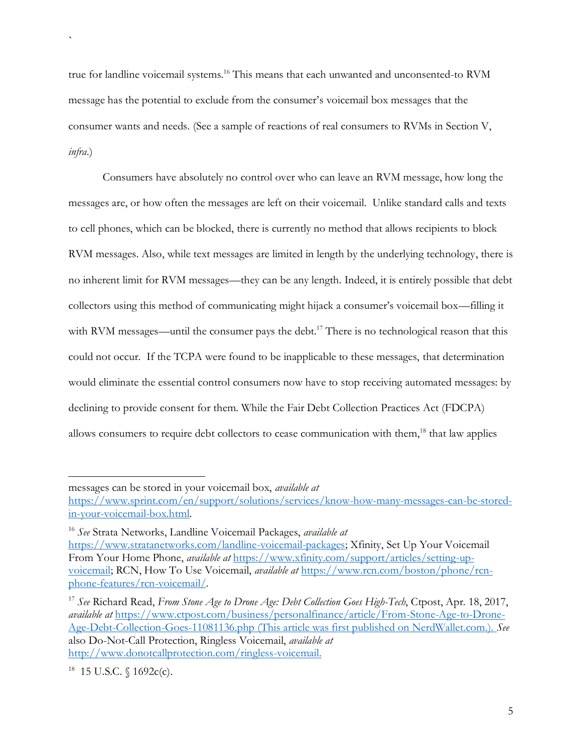true for landline voicemail systems.[16] This means that each unwanted and unconsented-to RVM message has the potential to exclude from the consumer's voicemail box messages that the consumer wants and needs. (See a sample of reactions of real consumers to RVMs in Section V, *infra*.)

Consumers have absolutely no control over who can leave an RVM message, how long the messages are, or how often the messages are left on their voicemail. Unlike standard calls and texts to cell phones, which can be blocked, there is currently no method that allows recipients to block RVM messages. Also, while text messages are limited in length by the underlying technology, there is no inherent limit for RVM messages—they can be any length. Indeed, it is entirely possible that debt collectors using this method of communicating might hijack a consumer's voicemail box—filling it with RVM messages—until the consumer pays the debt.[17] There is no technological reason that this could not occur. If the TCPA were found to be inapplicable to these messages, that determination would eliminate the essential control consumers now have to stop receiving automated messages: by declining to provide consent for them. While the Fair Debt Collection Practices Act (FDCPA) allows consumers to require debt collectors to cease communication with them,[18] that law applies

---

messages can be stored in your voicemail box, *available at* https://www.sprint.com/en/support/solutions/services/know-how-many-messages-can-be-stored-in-your-voicemail-box.html.

[16] *See* Strata Networks, Landline Voicemail Packages, *available at* https://www.stratanetworks.com/landline-voicemail-packages; Xfinity, Set Up Your Voicemail From Your Home Phone, *available at* https://www.xfinity.com/support/articles/setting-up-voicemail; RCN, How To Use Voicemail, *available at* https://www.rcn.com/boston/phone/rcn-phone-features/rcn-voicemail/.

[17] *See* Richard Read, *From Stone Age to Drone Age: Debt Collection Goes High-Tech*, Ctpost, Apr. 18, 2017, *available at* https://www.ctpost.com/business/personalfinance/article/From-Stone-Age-to-Drone-Age-Debt-Collection-Goes-11081136.php (This article was first published on NerdWallet.com.). *See* also Do-Not-Call Protection, Ringless Voicemail, *available at* http://www.donotcallprotection.com/ringless-voicemail.

[18] 15 U.S.C. § 1692c(c).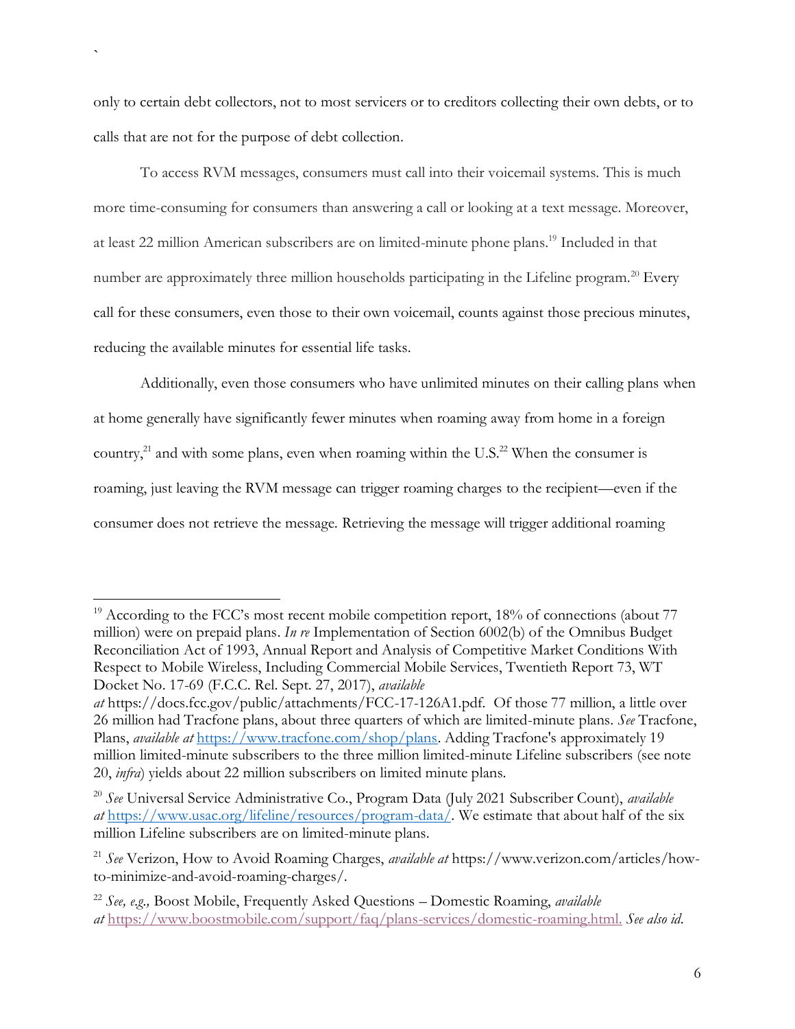only to certain debt collectors, not to most servicers or to creditors collecting their own debts, or to calls that are not for the purpose of debt collection.

To access RVM messages, consumers must call into their voicemail systems. This is much more time-consuming for consumers than answering a call or looking at a text message. Moreover, at least 22 million American subscribers are on limited-minute phone plans.[19] Included in that number are approximately three million households participating in the Lifeline program.[20] Every call for these consumers, even those to their own voicemail, counts against those precious minutes, reducing the available minutes for essential life tasks.

Additionally, even those consumers who have unlimited minutes on their calling plans when at home generally have significantly fewer minutes when roaming away from home in a foreign country,[21] and with some plans, even when roaming within the U.S.[22] When the consumer is roaming, just leaving the RVM message can trigger roaming charges to the recipient—even if the consumer does not retrieve the message. Retrieving the message will trigger additional roaming

---

[19] According to the FCC's most recent mobile competition report, 18% of connections (about 77 million) were on prepaid plans. *In re* Implementation of Section 6002(b) of the Omnibus Budget Reconciliation Act of 1993, Annual Report and Analysis of Competitive Market Conditions With Respect to Mobile Wireless, Including Commercial Mobile Services, Twentieth Report 73, WT Docket No. 17-69 (F.C.C. Rel. Sept. 27, 2017), *available at* https://docs.fcc.gov/public/attachments/FCC-17-126A1.pdf. Of those 77 million, a little over 26 million had Tracfone plans, about three quarters of which are limited-minute plans. *See* Tracfone, Plans, *available at* https://www.tracfone.com/shop/plans. Adding Tracfone's approximately 19 million limited-minute subscribers to the three million limited-minute Lifeline subscribers (see note 20, *infra*) yields about 22 million subscribers on limited minute plans.

[20] *See* Universal Service Administrative Co., Program Data (July 2021 Subscriber Count), *available at* https://www.usac.org/lifeline/resources/program-data/. We estimate that about half of the six million Lifeline subscribers are on limited-minute plans.

[21] *See* Verizon, How to Avoid Roaming Charges, *available at* https://www.verizon.com/articles/how-to-minimize-and-avoid-roaming-charges/.

[22] *See, e.g.,* Boost Mobile, Frequently Asked Questions – Domestic Roaming, *available at* https://www.boostmobile.com/support/faq/plans-services/domestic-roaming.html. *See also id.*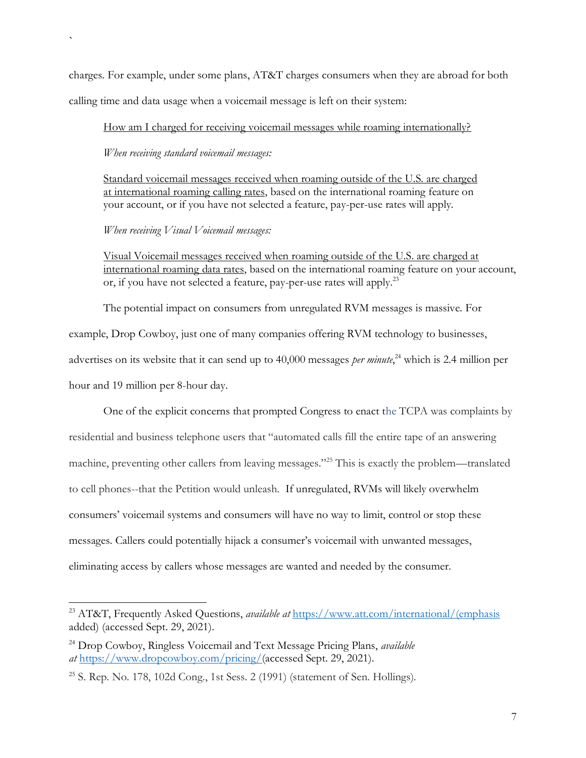charges. For example, under some plans, AT&T charges consumers when they are abroad for both calling time and data usage when a voicemail message is left on their system:

> <u>How am I charged for receiving voicemail messages while roaming internationally?</u>
>
> *When receiving standard voicemail messages:*
>
> <u>Standard voicemail messages received when roaming outside of the U.S. are charged at international roaming calling rates</u>, based on the international roaming feature on your account, or if you have not selected a feature, pay-per-use rates will apply.
>
> *When receiving Visual Voicemail messages:*
>
> <u>Visual Voicemail messages received when roaming outside of the U.S. are charged at international roaming data rates</u>, based on the international roaming feature on your account, or, if you have not selected a feature, pay-per-use rates will apply.[23]

The potential impact on consumers from unregulated RVM messages is massive. For example, Drop Cowboy, just one of many companies offering RVM technology to businesses, advertises on its website that it can send up to 40,000 messages *per minute*,[24] which is 2.4 million per hour and 19 million per 8-hour day.

One of the explicit concerns that prompted Congress to enact the TCPA was complaints by residential and business telephone users that "automated calls fill the entire tape of an answering machine, preventing other callers from leaving messages."[25] This is exactly the problem—translated to cell phones--that the Petition would unleash. If unregulated, RVMs will likely overwhelm consumers' voicemail systems and consumers will have no way to limit, control or stop these messages. Callers could potentially hijack a consumer's voicemail with unwanted messages, eliminating access by callers whose messages are wanted and needed by the consumer.

---

[23] AT&T, Frequently Asked Questions, *available at* https://www.att.com/international/(emphasis added) (accessed Sept. 29, 2021).

[24] Drop Cowboy, Ringless Voicemail and Text Message Pricing Plans, *available at* https://www.dropcowboy.com/pricing/(accessed Sept. 29, 2021).

[25] S. Rep. No. 178, 102d Cong., 1st Sess. 2 (1991) (statement of Sen. Hollings).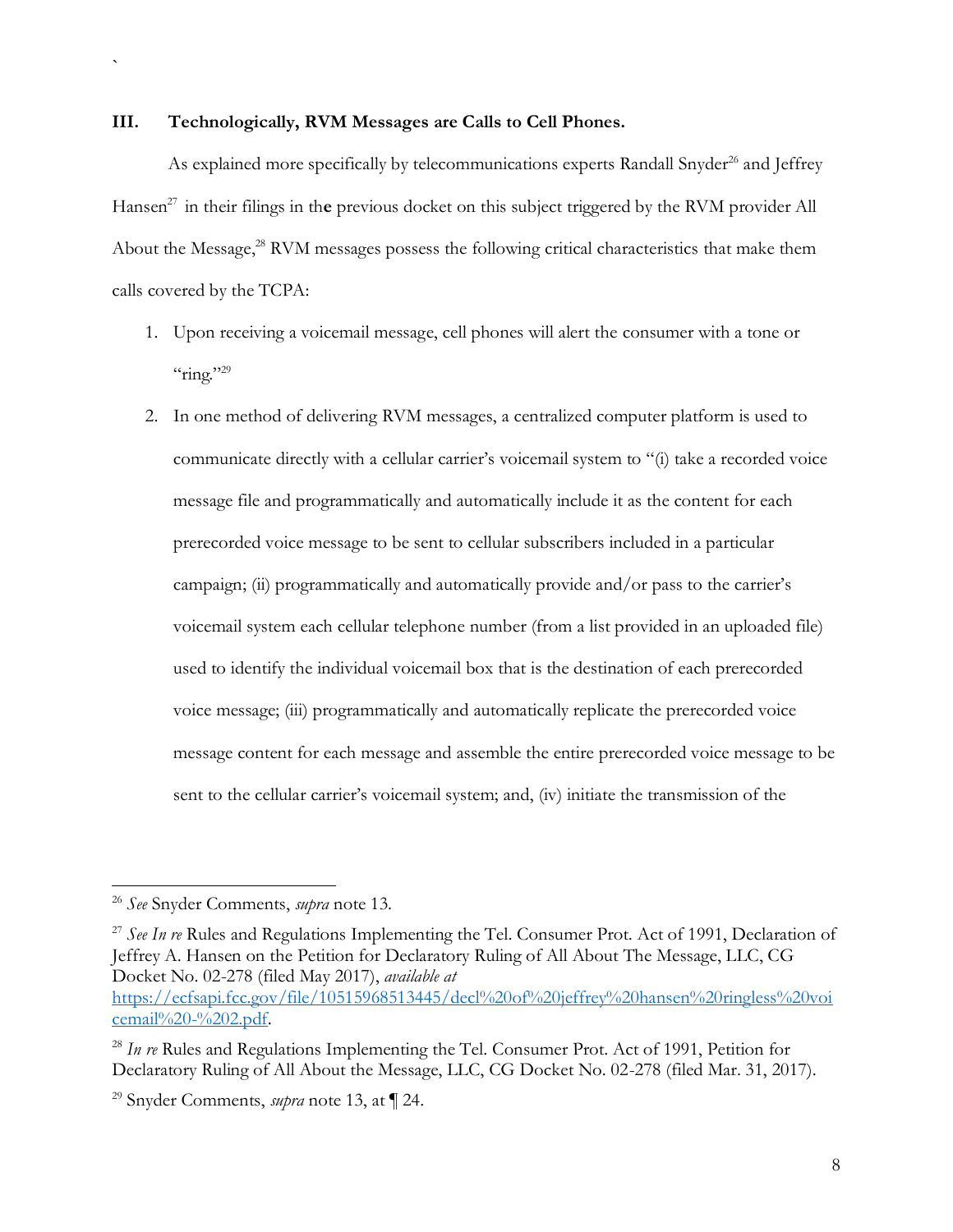## III. Technologically, RVM Messages are Calls to Cell Phones.

As explained more specifically by telecommunications experts Randall Snyder[26] and Jeffrey Hansen[27] in their filings in the previous docket on this subject triggered by the RVM provider All About the Message,[28] RVM messages possess the following critical characteristics that make them calls covered by the TCPA:

1. Upon receiving a voicemail message, cell phones will alert the consumer with a tone or "ring."[29]
2. In one method of delivering RVM messages, a centralized computer platform is used to communicate directly with a cellular carrier's voicemail system to "(i) take a recorded voice message file and programmatically and automatically include it as the content for each prerecorded voice message to be sent to cellular subscribers included in a particular campaign; (ii) programmatically and automatically provide and/or pass to the carrier's voicemail system each cellular telephone number (from a list provided in an uploaded file) used to identify the individual voicemail box that is the destination of each prerecorded voice message; (iii) programmatically and automatically replicate the prerecorded voice message content for each message and assemble the entire prerecorded voice message to be sent to the cellular carrier's voicemail system; and, (iv) initiate the transmission of the

---

[26] *See* Snyder Comments, *supra* note 13.

[27] *See In re* Rules and Regulations Implementing the Tel. Consumer Prot. Act of 1991, Declaration of Jeffrey A. Hansen on the Petition for Declaratory Ruling of All About The Message, LLC, CG Docket No. 02-278 (filed May 2017), *available at* https://ecfsapi.fcc.gov/file/10515968513445/decl%20of%20jeffrey%20hansen%20ringless%20voicemail%20-%202.pdf.

[28] *In re* Rules and Regulations Implementing the Tel. Consumer Prot. Act of 1991, Petition for Declaratory Ruling of All About the Message, LLC, CG Docket No. 02-278 (filed Mar. 31, 2017).

[29] Snyder Comments, *supra* note 13, at ¶ 24.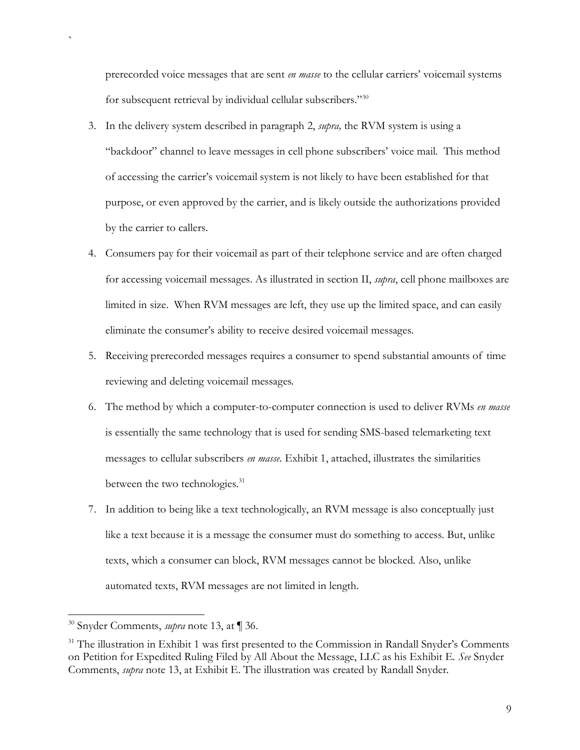prerecorded voice messages that are sent *en masse* to the cellular carriers' voicemail systems for subsequent retrieval by individual cellular subscribers."[30]

3. In the delivery system described in paragraph 2, *supra,* the RVM system is using a "backdoor" channel to leave messages in cell phone subscribers' voice mail. This method of accessing the carrier's voicemail system is not likely to have been established for that purpose, or even approved by the carrier, and is likely outside the authorizations provided by the carrier to callers.

4. Consumers pay for their voicemail as part of their telephone service and are often charged for accessing voicemail messages. As illustrated in section II, *supra*, cell phone mailboxes are limited in size. When RVM messages are left, they use up the limited space, and can easily eliminate the consumer's ability to receive desired voicemail messages.

5. Receiving prerecorded messages requires a consumer to spend substantial amounts of time reviewing and deleting voicemail messages.

6. The method by which a computer-to-computer connection is used to deliver RVMs *en masse* is essentially the same technology that is used for sending SMS-based telemarketing text messages to cellular subscribers *en masse.* Exhibit 1, attached, illustrates the similarities between the two technologies.[31]

7. In addition to being like a text technologically, an RVM message is also conceptually just like a text because it is a message the consumer must do something to access. But, unlike texts, which a consumer can block, RVM messages cannot be blocked. Also, unlike automated texts, RVM messages are not limited in length.

---

[30] Snyder Comments, *supra* note 13, at ¶ 36.

[31] The illustration in Exhibit 1 was first presented to the Commission in Randall Snyder's Comments on Petition for Expedited Ruling Filed by All About the Message, LLC as his Exhibit E. *See* Snyder Comments, *supra* note 13, at Exhibit E. The illustration was created by Randall Snyder.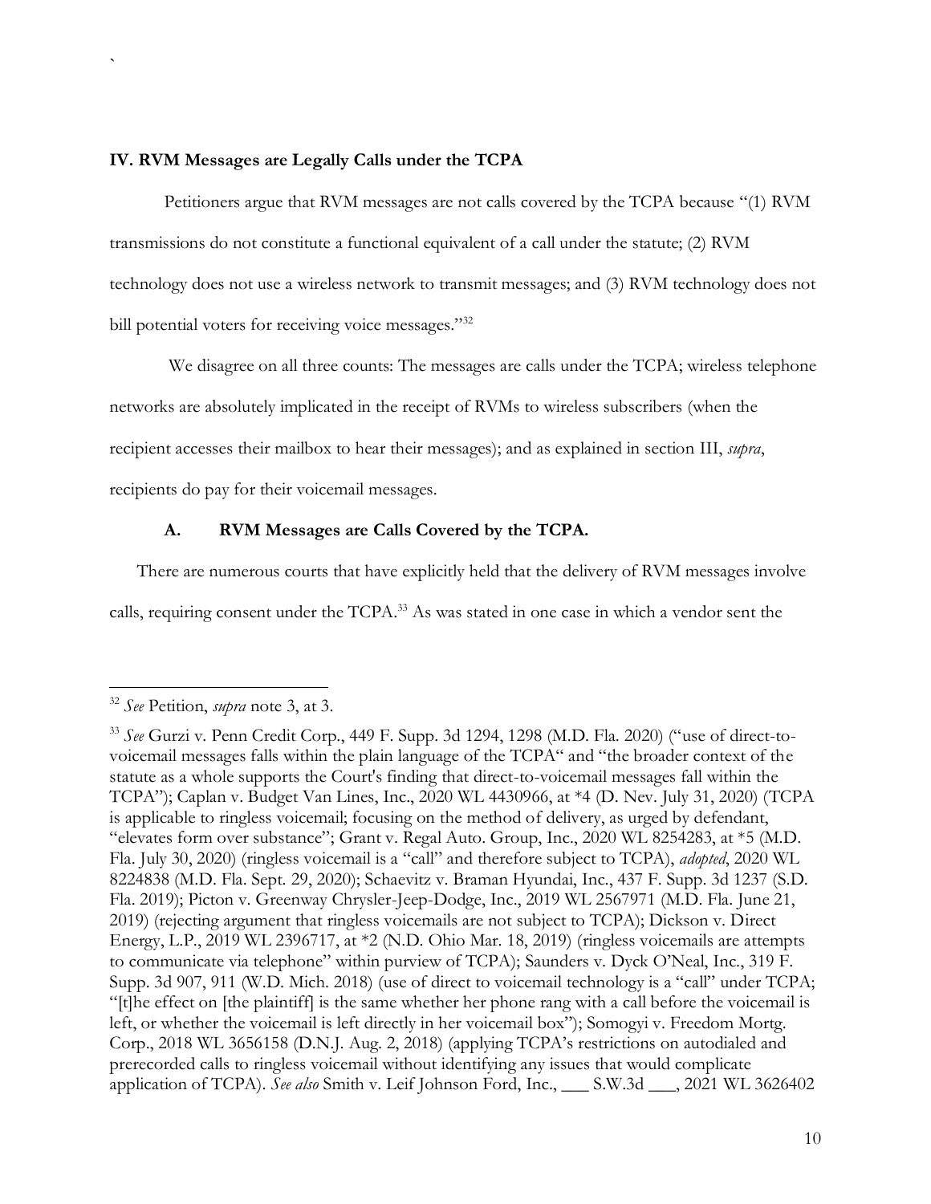## IV. RVM Messages are Legally Calls under the TCPA

Petitioners argue that RVM messages are not calls covered by the TCPA because "(1) RVM transmissions do not constitute a functional equivalent of a call under the statute; (2) RVM technology does not use a wireless network to transmit messages; and (3) RVM technology does not bill potential voters for receiving voice messages."[32]

We disagree on all three counts: The messages are calls under the TCPA; wireless telephone networks are absolutely implicated in the receipt of RVMs to wireless subscribers (when the recipient accesses their mailbox to hear their messages); and as explained in section III, *supra*, recipients do pay for their voicemail messages.

### A. RVM Messages are Calls Covered by the TCPA.

There are numerous courts that have explicitly held that the delivery of RVM messages involve calls, requiring consent under the TCPA.[33] As was stated in one case in which a vendor sent the

---

[32] *See* Petition, *supra* note 3, at 3.

[33] *See* Gurzi v. Penn Credit Corp., 449 F. Supp. 3d 1294, 1298 (M.D. Fla. 2020) ("use of direct-to-voicemail messages falls within the plain language of the TCPA" and "the broader context of the statute as a whole supports the Court's finding that direct-to-voicemail messages fall within the TCPA"); Caplan v. Budget Van Lines, Inc., 2020 WL 4430966, at *4 (D. Nev. July 31, 2020) (TCPA is applicable to ringless voicemail; focusing on the method of delivery, as urged by defendant, "elevates form over substance"; Grant v. Regal Auto. Group, Inc., 2020 WL 8254283, at *5 (M.D. Fla. July 30, 2020) (ringless voicemail is a "call" and therefore subject to TCPA), *adopted*, 2020 WL 8224838 (M.D. Fla. Sept. 29, 2020); Schaevitz v. Braman Hyundai, Inc., 437 F. Supp. 3d 1237 (S.D. Fla. 2019); Picton v. Greenway Chrysler-Jeep-Dodge, Inc., 2019 WL 2567971 (M.D. Fla. June 21, 2019) (rejecting argument that ringless voicemails are not subject to TCPA); Dickson v. Direct Energy, L.P., 2019 WL 2396717, at *2 (N.D. Ohio Mar. 18, 2019) (ringless voicemails are attempts to communicate via telephone" within purview of TCPA); Saunders v. Dyck O'Neal, Inc., 319 F. Supp. 3d 907, 911 (W.D. Mich. 2018) (use of direct to voicemail technology is a "call" under TCPA; "[t]he effect on [the plaintiff] is the same whether her phone rang with a call before the voicemail is left, or whether the voicemail is left directly in her voicemail box"); Somogyi v. Freedom Mortg. Corp., 2018 WL 3656158 (D.N.J. Aug. 2, 2018) (applying TCPA's restrictions on autodialed and prerecorded calls to ringless voicemail without identifying any issues that would complicate application of TCPA). *See also* Smith v. Leif Johnson Ford, Inc., ___ S.W.3d ___, 2021 WL 3626402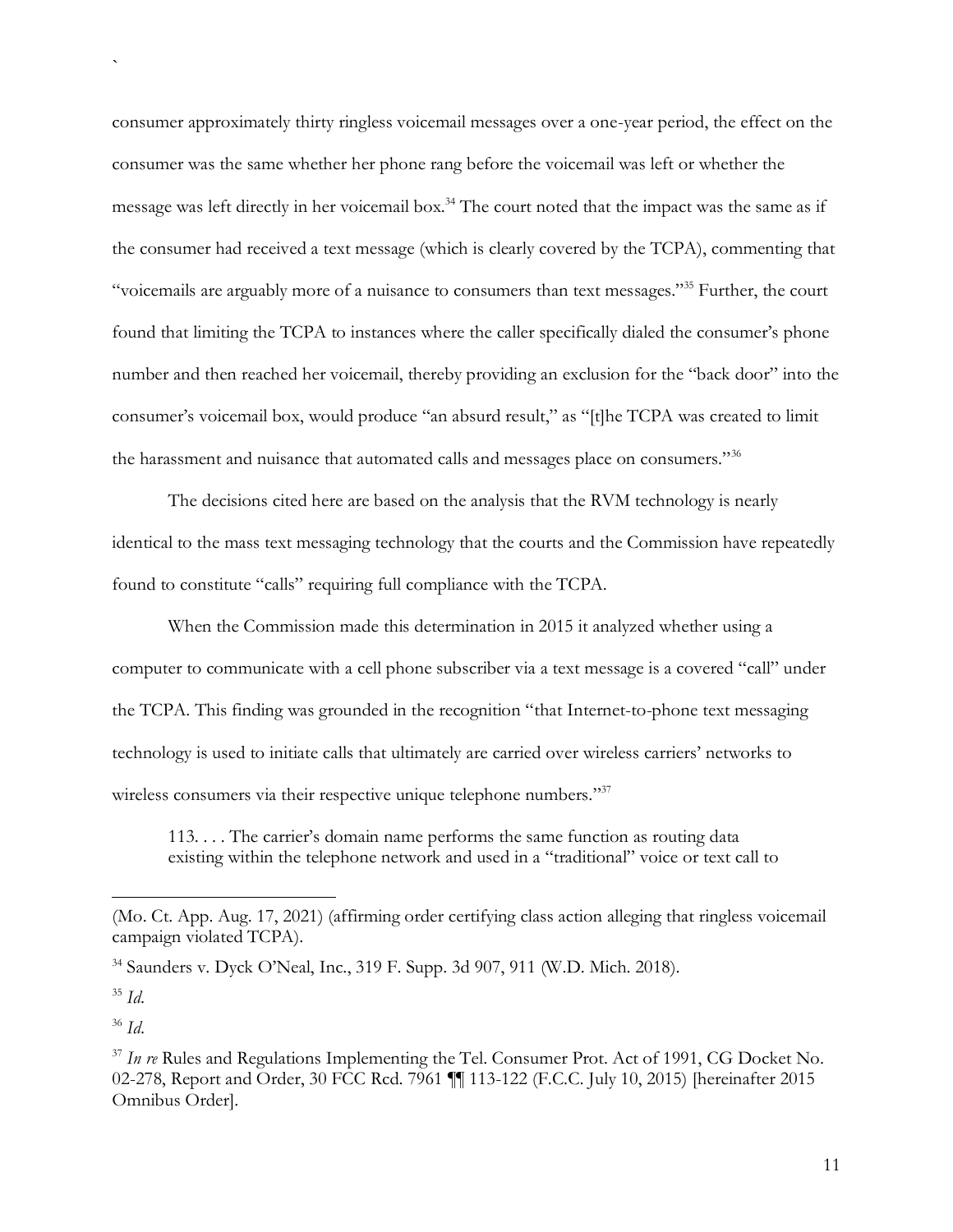consumer approximately thirty ringless voicemail messages over a one-year period, the effect on the consumer was the same whether her phone rang before the voicemail was left or whether the message was left directly in her voicemail box.[34] The court noted that the impact was the same as if the consumer had received a text message (which is clearly covered by the TCPA), commenting that "voicemails are arguably more of a nuisance to consumers than text messages."[35] Further, the court found that limiting the TCPA to instances where the caller specifically dialed the consumer's phone number and then reached her voicemail, thereby providing an exclusion for the "back door" into the consumer's voicemail box, would produce "an absurd result," as "[t]he TCPA was created to limit the harassment and nuisance that automated calls and messages place on consumers."[36]

The decisions cited here are based on the analysis that the RVM technology is nearly identical to the mass text messaging technology that the courts and the Commission have repeatedly found to constitute "calls" requiring full compliance with the TCPA.

When the Commission made this determination in 2015 it analyzed whether using a computer to communicate with a cell phone subscriber via a text message is a covered "call" under the TCPA. This finding was grounded in the recognition "that Internet-to-phone text messaging technology is used to initiate calls that ultimately are carried over wireless carriers' networks to wireless consumers via their respective unique telephone numbers."[37]

> 113. . . . The carrier's domain name performs the same function as routing data existing within the telephone network and used in a "traditional" voice or text call to

---

(Mo. Ct. App. Aug. 17, 2021) (affirming order certifying class action alleging that ringless voicemail campaign violated TCPA).

[34] Saunders v. Dyck O'Neal, Inc., 319 F. Supp. 3d 907, 911 (W.D. Mich. 2018).

[35] *Id.*

[36] *Id.*

[37] *In re* Rules and Regulations Implementing the Tel. Consumer Prot. Act of 1991, CG Docket No. 02-278, Report and Order, 30 FCC Rcd. 7961 ¶¶ 113-122 (F.C.C. July 10, 2015) [hereinafter 2015 Omnibus Order].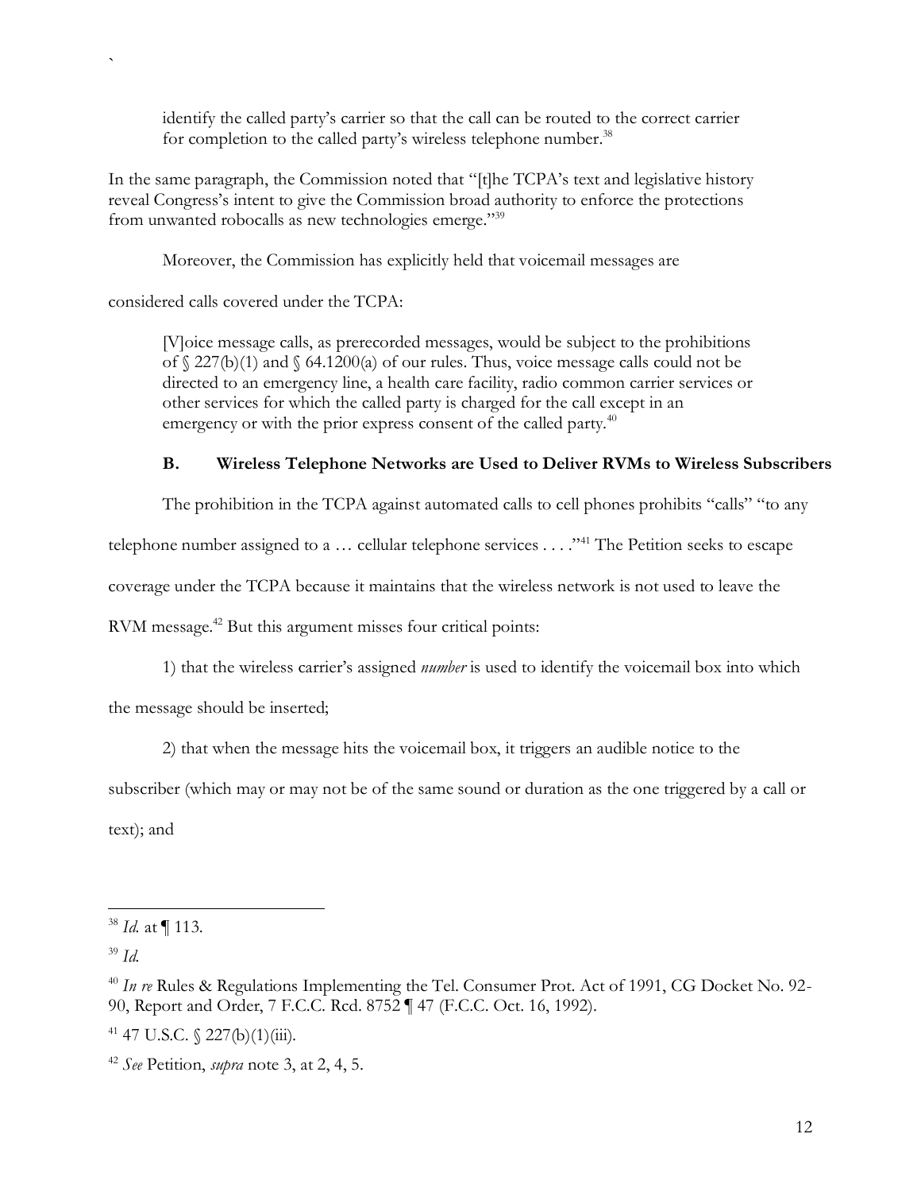identify the called party's carrier so that the call can be routed to the correct carrier for completion to the called party's wireless telephone number.[38]

In the same paragraph, the Commission noted that "[t]he TCPA's text and legislative history reveal Congress's intent to give the Commission broad authority to enforce the protections from unwanted robocalls as new technologies emerge."[39]

Moreover, the Commission has explicitly held that voicemail messages are considered calls covered under the TCPA:

> [V]oice message calls, as prerecorded messages, would be subject to the prohibitions of § 227(b)(1) and § 64.1200(a) of our rules. Thus, voice message calls could not be directed to an emergency line, a health care facility, radio common carrier services or other services for which the called party is charged for the call except in an emergency or with the prior express consent of the called party.[40]

### B. Wireless Telephone Networks are Used to Deliver RVMs to Wireless Subscribers

The prohibition in the TCPA against automated calls to cell phones prohibits "calls" "to any telephone number assigned to a … cellular telephone services . . . ."[41] The Petition seeks to escape coverage under the TCPA because it maintains that the wireless network is not used to leave the RVM message.[42] But this argument misses four critical points:

1) that the wireless carrier's assigned *number* is used to identify the voicemail box into which the message should be inserted;

2) that when the message hits the voicemail box, it triggers an audible notice to the subscriber (which may or may not be of the same sound or duration as the one triggered by a call or text); and

---

[38] *Id.* at ¶ 113.

[39] *Id.*

[40] *In re* Rules & Regulations Implementing the Tel. Consumer Prot. Act of 1991, CG Docket No. 92-90, Report and Order, 7 F.C.C. Rcd. 8752 ¶ 47 (F.C.C. Oct. 16, 1992).

[41] 47 U.S.C. § 227(b)(1)(iii).

[42] *See* Petition, *supra* note 3, at 2, 4, 5.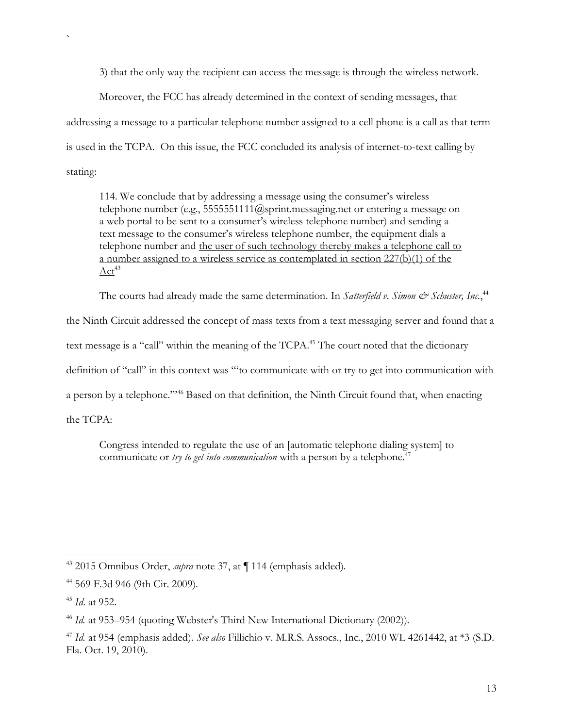3) that the only way the recipient can access the message is through the wireless network.

Moreover, the FCC has already determined in the context of sending messages, that addressing a message to a particular telephone number assigned to a cell phone is a call as that term is used in the TCPA. On this issue, the FCC concluded its analysis of internet-to-text calling by stating:

> 114. We conclude that by addressing a message using the consumer's wireless telephone number (e.g., 5555551111@sprint.messaging.net or entering a message on a web portal to be sent to a consumer's wireless telephone number) and sending a text message to the consumer's wireless telephone number, the equipment dials a telephone number and <u>the user of such technology thereby makes a telephone call to a number assigned to a wireless service as contemplated in section 227(b)(1) of the Act</u>[43]

The courts had already made the same determination. In *Satterfield v. Simon & Schuster, Inc.*,[44] the Ninth Circuit addressed the concept of mass texts from a text messaging server and found that a text message is a "call" within the meaning of the TCPA.[45] The court noted that the dictionary definition of "call" in this context was "'to communicate with or try to get into communication with a person by a telephone.'"[46] Based on that definition, the Ninth Circuit found that, when enacting the TCPA:

> Congress intended to regulate the use of an [automatic telephone dialing system] to communicate or *try to get into communication* with a person by a telephone.[47]

---

[43] 2015 Omnibus Order, *supra* note 37, at ¶ 114 (emphasis added).

[44] 569 F.3d 946 (9th Cir. 2009).

[45] *Id.* at 952.

[46] *Id.* at 953–954 (quoting Webster's Third New International Dictionary (2002)).

[47] *Id.* at 954 (emphasis added). *See also* Fillichio v. M.R.S. Assocs., Inc., 2010 WL 4261442, at *3 (S.D. Fla. Oct. 19, 2010).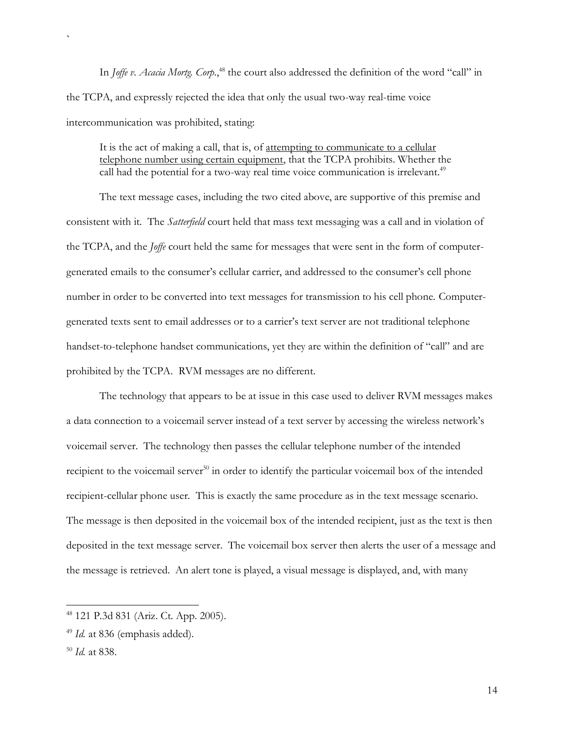In *Joffe v. Acacia Mortg. Corp.*,[48] the court also addressed the definition of the word "call" in the TCPA, and expressly rejected the idea that only the usual two-way real-time voice intercommunication was prohibited, stating:

> It is the act of making a call, that is, of <u>attempting to communicate to a cellular telephone number using certain equipment</u>, that the TCPA prohibits. Whether the call had the potential for a two-way real time voice communication is irrelevant.[49]

The text message cases, including the two cited above, are supportive of this premise and consistent with it. The *Satterfield* court held that mass text messaging was a call and in violation of the TCPA, and the *Joffe* court held the same for messages that were sent in the form of computer-generated emails to the consumer's cellular carrier, and addressed to the consumer's cell phone number in order to be converted into text messages for transmission to his cell phone. Computer-generated texts sent to email addresses or to a carrier's text server are not traditional telephone handset-to-telephone handset communications, yet they are within the definition of "call" and are prohibited by the TCPA. RVM messages are no different.

The technology that appears to be at issue in this case used to deliver RVM messages makes a data connection to a voicemail server instead of a text server by accessing the wireless network's voicemail server. The technology then passes the cellular telephone number of the intended recipient to the voicemail server[50] in order to identify the particular voicemail box of the intended recipient-cellular phone user. This is exactly the same procedure as in the text message scenario. The message is then deposited in the voicemail box of the intended recipient, just as the text is then deposited in the text message server. The voicemail box server then alerts the user of a message and the message is retrieved. An alert tone is played, a visual message is displayed, and, with many

---

[48] 121 P.3d 831 (Ariz. Ct. App. 2005).

[49] *Id.* at 836 (emphasis added).

[50] *Id.* at 838.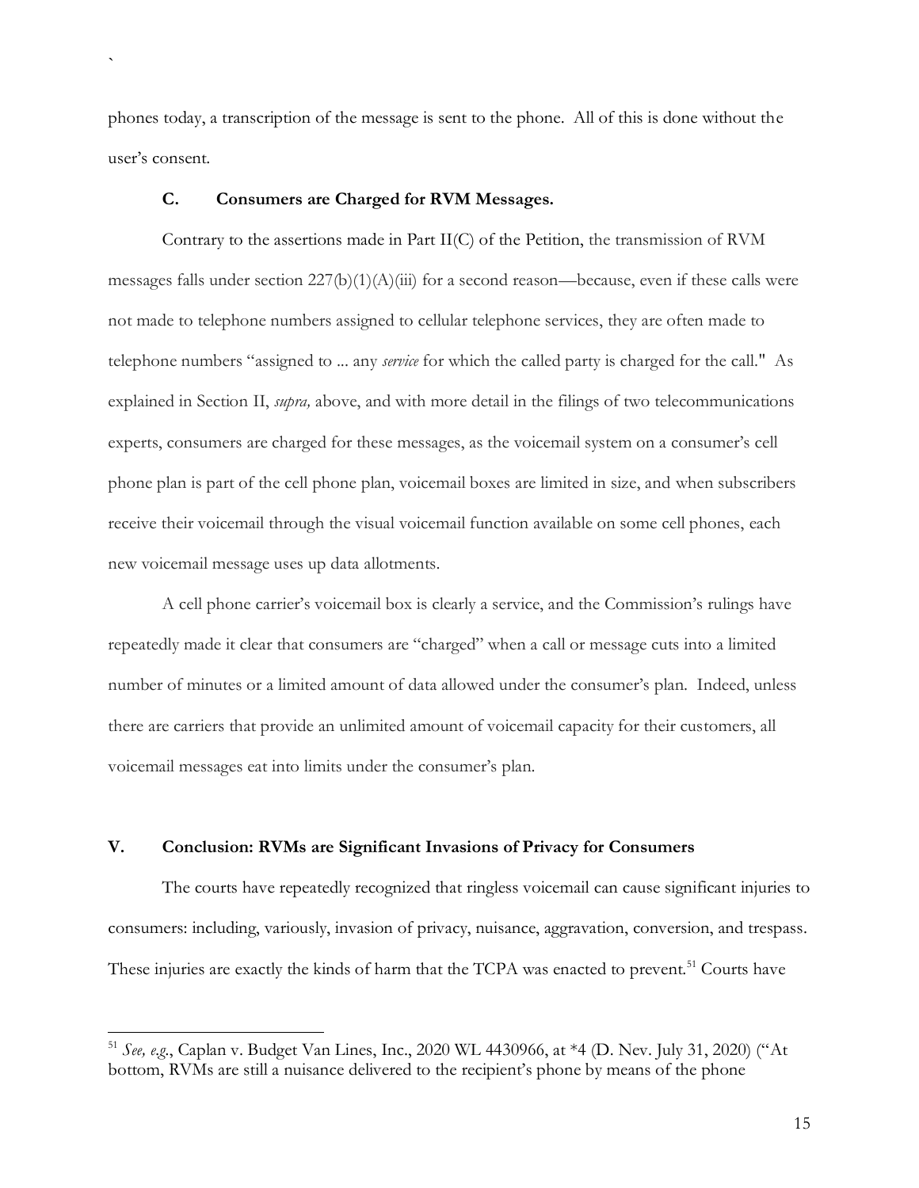phones today, a transcription of the message is sent to the phone. All of this is done without the user's consent.

### C. Consumers are Charged for RVM Messages.

Contrary to the assertions made in Part II(C) of the Petition, the transmission of RVM messages falls under section 227(b)(1)(A)(iii) for a second reason—because, even if these calls were not made to telephone numbers assigned to cellular telephone services, they are often made to telephone numbers "assigned to ... any *service* for which the called party is charged for the call." As explained in Section II, *supra,* above, and with more detail in the filings of two telecommunications experts, consumers are charged for these messages, as the voicemail system on a consumer's cell phone plan is part of the cell phone plan, voicemail boxes are limited in size, and when subscribers receive their voicemail through the visual voicemail function available on some cell phones, each new voicemail message uses up data allotments.

A cell phone carrier's voicemail box is clearly a service, and the Commission's rulings have repeatedly made it clear that consumers are "charged" when a call or message cuts into a limited number of minutes or a limited amount of data allowed under the consumer's plan. Indeed, unless there are carriers that provide an unlimited amount of voicemail capacity for their customers, all voicemail messages eat into limits under the consumer's plan.

## V. Conclusion: RVMs are Significant Invasions of Privacy for Consumers

The courts have repeatedly recognized that ringless voicemail can cause significant injuries to consumers: including, variously, invasion of privacy, nuisance, aggravation, conversion, and trespass. These injuries are exactly the kinds of harm that the TCPA was enacted to prevent.[51] Courts have

---

[51] *See, e.g.*, Caplan v. Budget Van Lines, Inc., 2020 WL 4430966, at *4 (D. Nev. July 31, 2020) ("At bottom, RVMs are still a nuisance delivered to the recipient's phone by means of the phone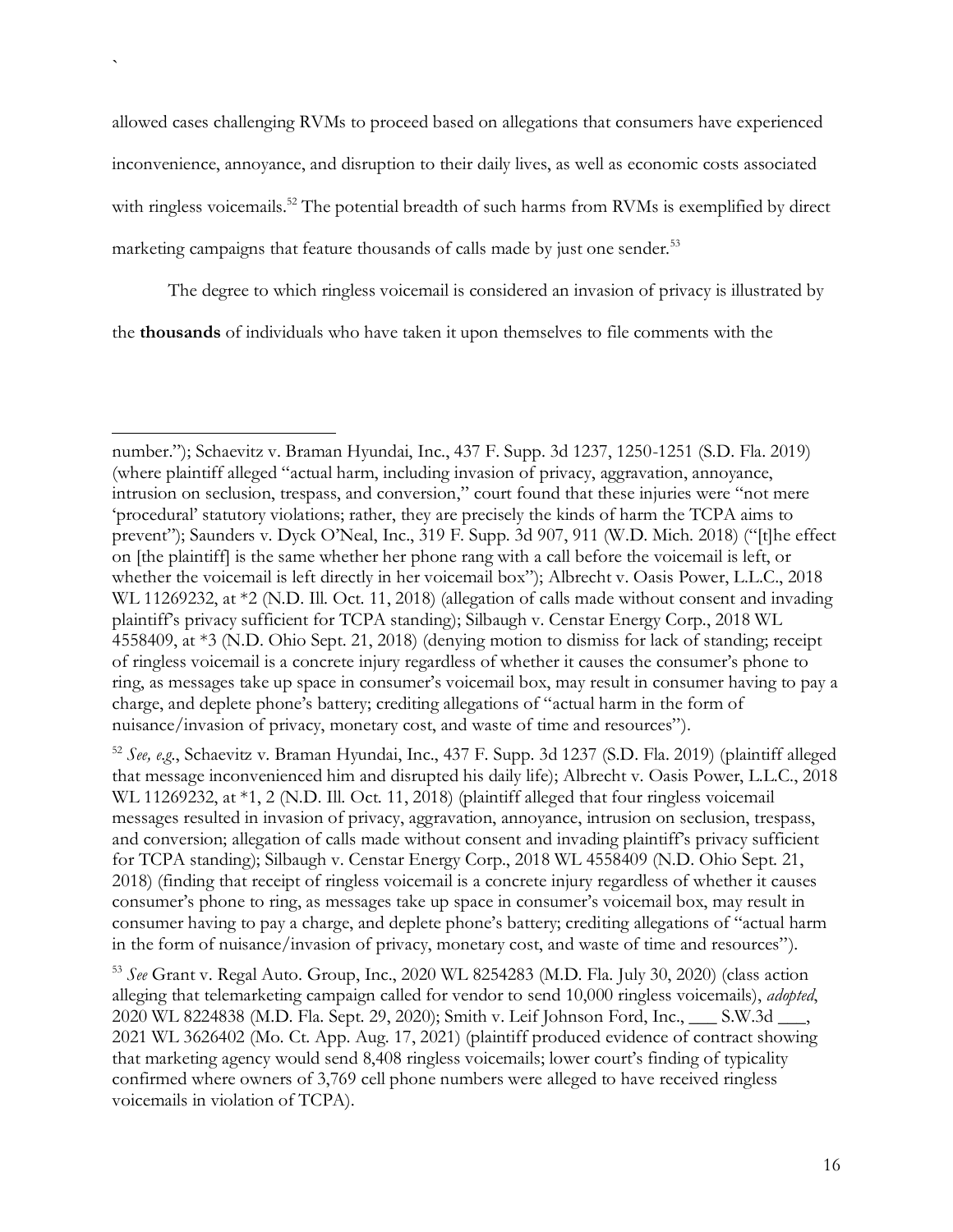allowed cases challenging RVMs to proceed based on allegations that consumers have experienced inconvenience, annoyance, and disruption to their daily lives, as well as economic costs associated with ringless voicemails.[52] The potential breadth of such harms from RVMs is exemplified by direct marketing campaigns that feature thousands of calls made by just one sender.[53]

The degree to which ringless voicemail is considered an invasion of privacy is illustrated by the **thousands** of individuals who have taken it upon themselves to file comments with the

---

number."); Schaevitz v. Braman Hyundai, Inc., 437 F. Supp. 3d 1237, 1250-1251 (S.D. Fla. 2019) (where plaintiff alleged "actual harm, including invasion of privacy, aggravation, annoyance, intrusion on seclusion, trespass, and conversion," court found that these injuries were "not mere 'procedural' statutory violations; rather, they are precisely the kinds of harm the TCPA aims to prevent"); Saunders v. Dyck O'Neal, Inc., 319 F. Supp. 3d 907, 911 (W.D. Mich. 2018) ("[t]he effect on [the plaintiff] is the same whether her phone rang with a call before the voicemail is left, or whether the voicemail is left directly in her voicemail box"); Albrecht v. Oasis Power, L.L.C., 2018 WL 11269232, at *2 (N.D. Ill. Oct. 11, 2018) (allegation of calls made without consent and invading plaintiff's privacy sufficient for TCPA standing); Silbaugh v. Censtar Energy Corp., 2018 WL 4558409, at *3 (N.D. Ohio Sept. 21, 2018) (denying motion to dismiss for lack of standing; receipt of ringless voicemail is a concrete injury regardless of whether it causes the consumer's phone to ring, as messages take up space in consumer's voicemail box, may result in consumer having to pay a charge, and deplete phone's battery; crediting allegations of "actual harm in the form of nuisance/invasion of privacy, monetary cost, and waste of time and resources").

[52] *See, e.g.*, Schaevitz v. Braman Hyundai, Inc., 437 F. Supp. 3d 1237 (S.D. Fla. 2019) (plaintiff alleged that message inconvenienced him and disrupted his daily life); Albrecht v. Oasis Power, L.L.C., 2018 WL 11269232, at *1, 2 (N.D. Ill. Oct. 11, 2018) (plaintiff alleged that four ringless voicemail messages resulted in invasion of privacy, aggravation, annoyance, intrusion on seclusion, trespass, and conversion; allegation of calls made without consent and invading plaintiff's privacy sufficient for TCPA standing); Silbaugh v. Censtar Energy Corp., 2018 WL 4558409 (N.D. Ohio Sept. 21, 2018) (finding that receipt of ringless voicemail is a concrete injury regardless of whether it causes consumer's phone to ring, as messages take up space in consumer's voicemail box, may result in consumer having to pay a charge, and deplete phone's battery; crediting allegations of "actual harm in the form of nuisance/invasion of privacy, monetary cost, and waste of time and resources").

[53] *See* Grant v. Regal Auto. Group, Inc., 2020 WL 8254283 (M.D. Fla. July 30, 2020) (class action alleging that telemarketing campaign called for vendor to send 10,000 ringless voicemails), *adopted*, 2020 WL 8224838 (M.D. Fla. Sept. 29, 2020); Smith v. Leif Johnson Ford, Inc., ___ S.W.3d ___, 2021 WL 3626402 (Mo. Ct. App. Aug. 17, 2021) (plaintiff produced evidence of contract showing that marketing agency would send 8,408 ringless voicemails; lower court's finding of typicality confirmed where owners of 3,769 cell phone numbers were alleged to have received ringless voicemails in violation of TCPA).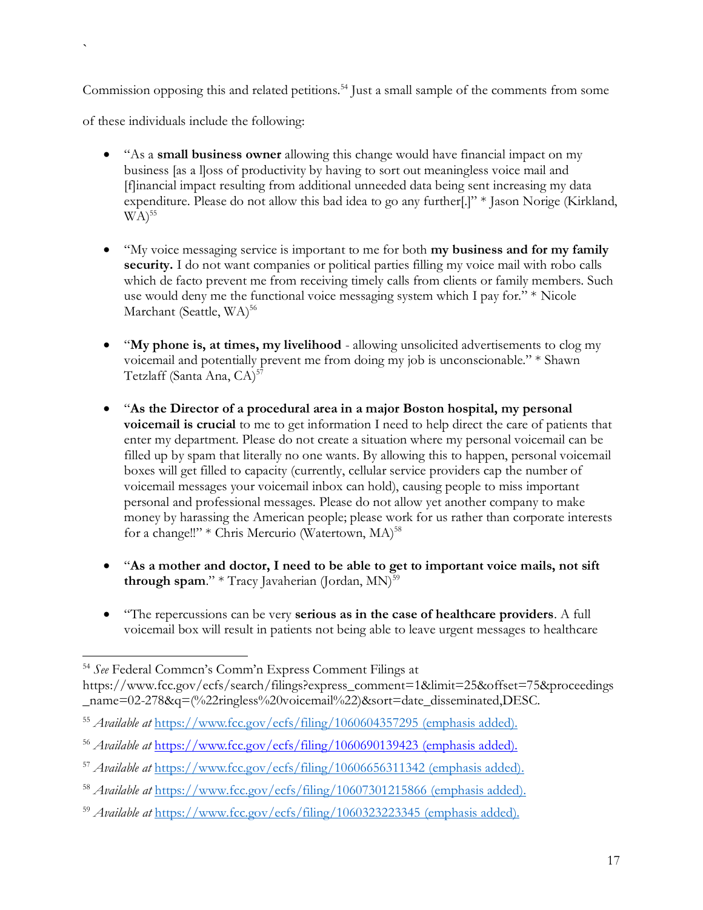Commission opposing this and related petitions.[54] Just a small sample of the comments from some of these individuals include the following:

- "As a **small business owner** allowing this change would have financial impact on my business [as a l]oss of productivity by having to sort out meaningless voice mail and [f]inancial impact resulting from additional unneeded data being sent increasing my data expenditure. Please do not allow this bad idea to go any further[.]" * Jason Norige (Kirkland, WA)[55]

- "My voice messaging service is important to me for both **my business and for my family security.** I do not want companies or political parties filling my voice mail with robo calls which de facto prevent me from receiving timely calls from clients or family members. Such use would deny me the functional voice messaging system which I pay for." * Nicole Marchant (Seattle, WA)[56]

- "**My phone is, at times, my livelihood** - allowing unsolicited advertisements to clog my voicemail and potentially prevent me from doing my job is unconscionable." * Shawn Tetzlaff (Santa Ana, CA)[57]

- "**As the Director of a procedural area in a major Boston hospital, my personal voicemail is crucial** to me to get information I need to help direct the care of patients that enter my department. Please do not create a situation where my personal voicemail can be filled up by spam that literally no one wants. By allowing this to happen, personal voicemail boxes will get filled to capacity (currently, cellular service providers cap the number of voicemail messages your voicemail inbox can hold), causing people to miss important personal and professional messages. Please do not allow yet another company to make money by harassing the American people; please work for us rather than corporate interests for a change!!" * Chris Mercurio (Watertown, MA)[58]

- "**As a mother and doctor, I need to be able to get to important voice mails, not sift through spam**." * Tracy Javaherian (Jordan, MN)[59]

- "The repercussions can be very **serious as in the case of healthcare providers**. A full voicemail box will result in patients not being able to leave urgent messages to healthcare

---

[54] *See* Federal Commcn's Comm'n Express Comment Filings at https://www.fcc.gov/ecfs/search/filings?express_comment=1&limit=25&offset=75&proceedings_name=02-278&q=(%22ringless%20voicemail%22)&sort=date_disseminated,DESC.

[55] *Available at* https://www.fcc.gov/ecfs/filing/1060604357295 (emphasis added).

[56] *Available at* https://www.fcc.gov/ecfs/filing/1060690139423 (emphasis added).

[57] *Available at* https://www.fcc.gov/ecfs/filing/10606656311342 (emphasis added).

[58] *Available at* https://www.fcc.gov/ecfs/filing/10607301215866 (emphasis added).

[59] *Available at* https://www.fcc.gov/ecfs/filing/1060323223345 (emphasis added).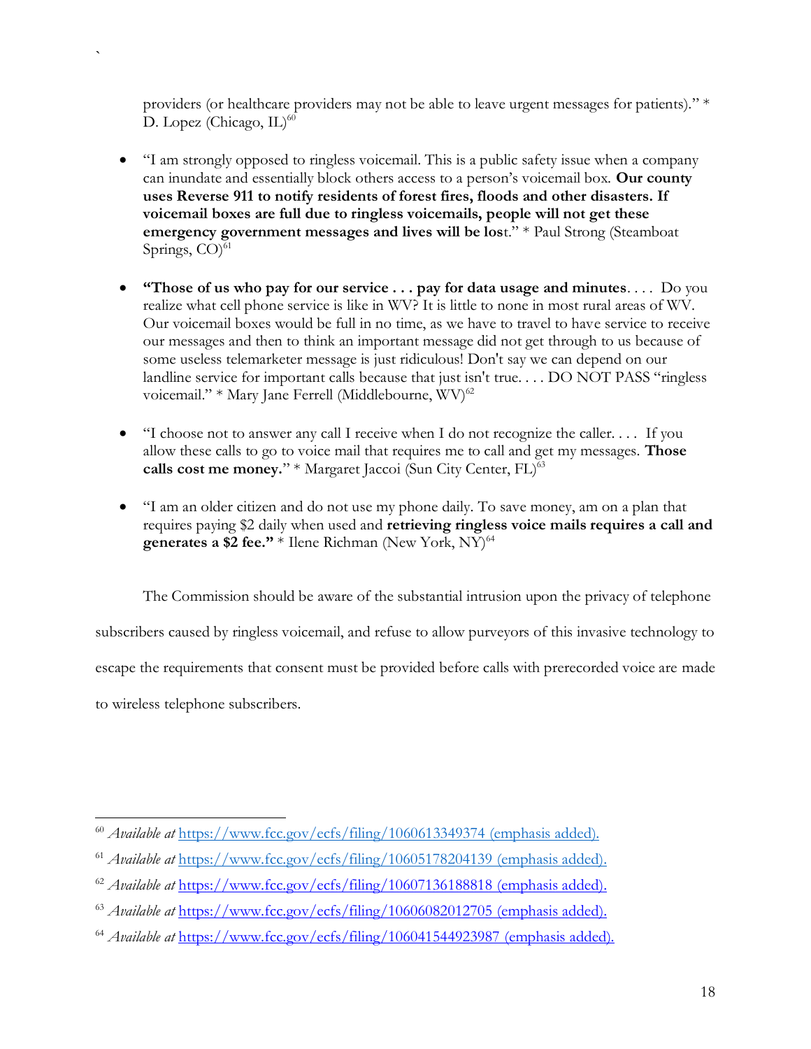providers (or healthcare providers may not be able to leave urgent messages for patients)." * D. Lopez (Chicago, IL)[60]

- "I am strongly opposed to ringless voicemail. This is a public safety issue when a company can inundate and essentially block others access to a person's voicemail box. **Our county uses Reverse 911 to notify residents of forest fires, floods and other disasters. If voicemail boxes are full due to ringless voicemails, people will not get these emergency government messages and lives will be los**t." * Paul Strong (Steamboat Springs, CO)[61]

- **"Those of us who pay for our service . . . pay for data usage and minutes**. . . . Do you realize what cell phone service is like in WV? It is little to none in most rural areas of WV. Our voicemail boxes would be full in no time, as we have to travel to have service to receive our messages and then to think an important message did not get through to us because of some useless telemarketer message is just ridiculous! Don't say we can depend on our landline service for important calls because that just isn't true. . . . DO NOT PASS "ringless voicemail." * Mary Jane Ferrell (Middlebourne, WV)[62]

- "I choose not to answer any call I receive when I do not recognize the caller. . . . If you allow these calls to go to voice mail that requires me to call and get my messages. **Those calls cost me money.**" * Margaret Jaccoi (Sun City Center, FL)[63]

- "I am an older citizen and do not use my phone daily. To save money, am on a plan that requires paying $2 daily when used and **retrieving ringless voice mails requires a call and generates a $2 fee."** * Ilene Richman (New York, NY)[64]

The Commission should be aware of the substantial intrusion upon the privacy of telephone subscribers caused by ringless voicemail, and refuse to allow purveyors of this invasive technology to escape the requirements that consent must be provided before calls with prerecorded voice are made to wireless telephone subscribers.

---

[60] *Available at* https://www.fcc.gov/ecfs/filing/1060613349374 (emphasis added).

[61] *Available at* https://www.fcc.gov/ecfs/filing/10605178204139 (emphasis added).

[62] *Available at* https://www.fcc.gov/ecfs/filing/10607136188818 (emphasis added).

[63] *Available at* https://www.fcc.gov/ecfs/filing/10606082012705 (emphasis added).

[64] *Available at* https://www.fcc.gov/ecfs/filing/106041544923987 (emphasis added).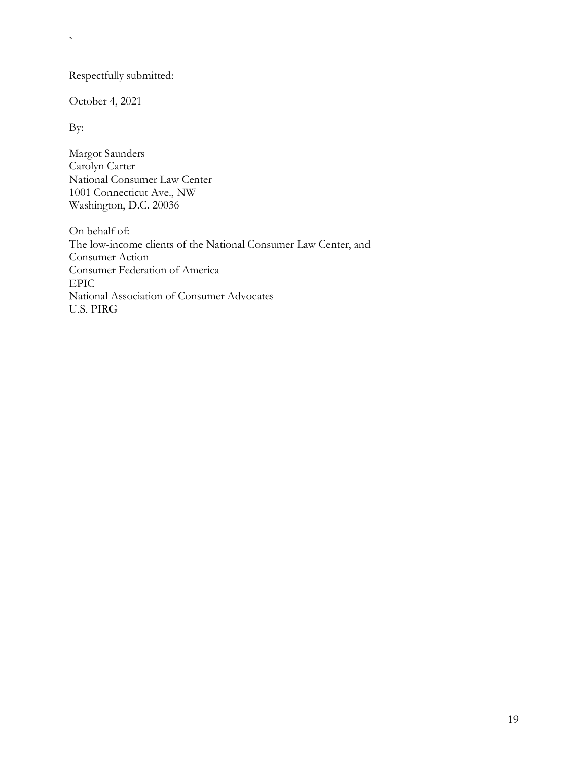`

Respectfully submitted:

October 4, 2021

By:

Margot Saunders  
Carolyn Carter  
National Consumer Law Center  
1001 Connecticut Ave., NW  
Washington, D.C. 20036

On behalf of:  
The low-income clients of the National Consumer Law Center, and  
Consumer Action  
Consumer Federation of America  
EPIC  
National Association of Consumer Advocates  
U.S. PIRG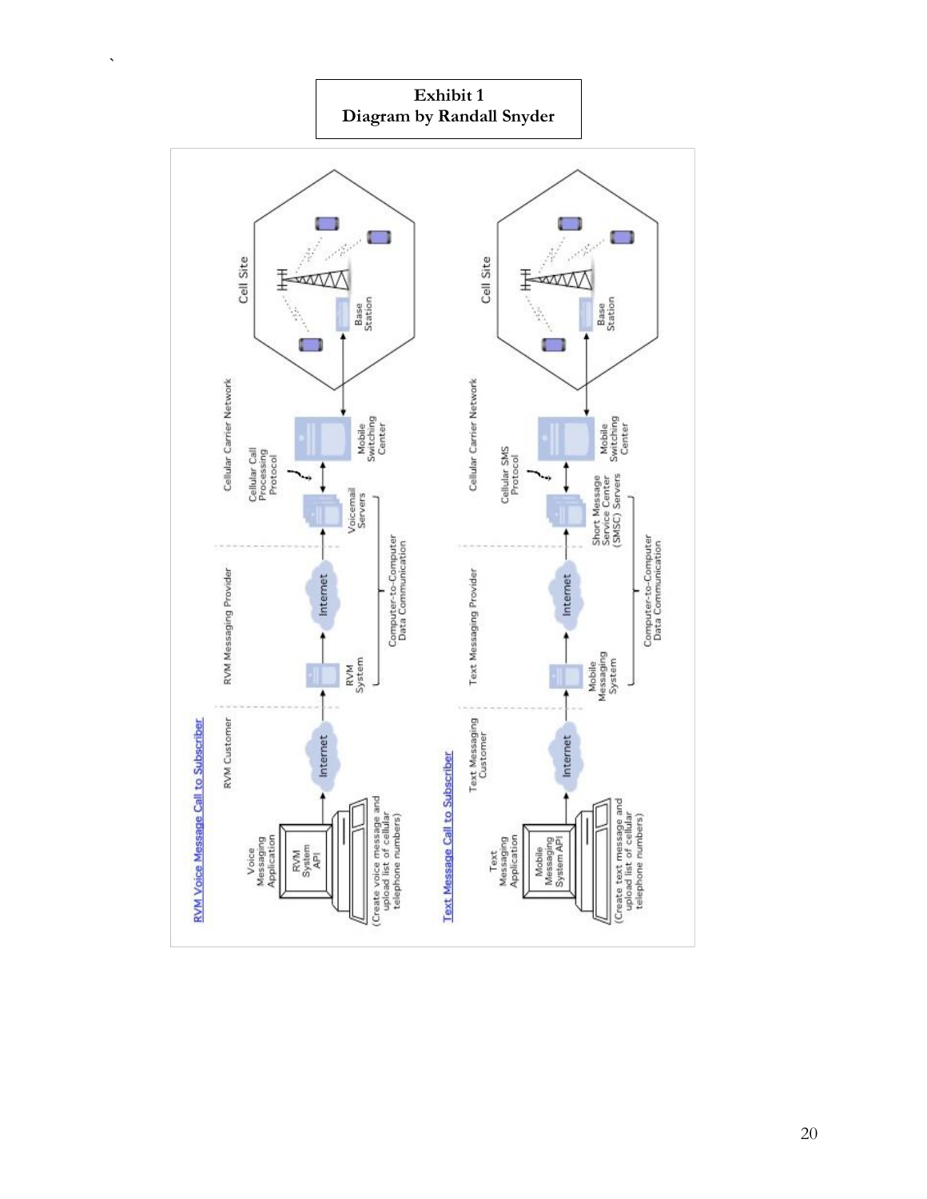**Exhibit 1**
**Diagram by Randall Snyder**

RVM Voice Message Call to Subscriber

RVM Customer

Voice Messaging Application

RVM System API

(Create voice message and upload list of cellular telephone numbers)

Internet

RVM Messaging Provider

RVM System

Internet

Computer-to-Computer Data Communication

Cellular Carrier Network

Voicemail Servers

Cellular Call Processing Protocol

Mobile Switching Center

Cell Site

Base Station

Text Message Call to Subscriber

Text Messaging Customer

Text Messaging Application

Mobile Messaging System API

(Create text message and upload list of cellular telephone numbers)

Internet

Text Messaging Provider

Mobile Messaging System

Internet

Computer-to-Computer Data Communication

Cellular Carrier Network

Short Message Service Center (SMSC) Servers

Cellular SMS Protocol

Mobile Switching Center

Cell Site

Base Station